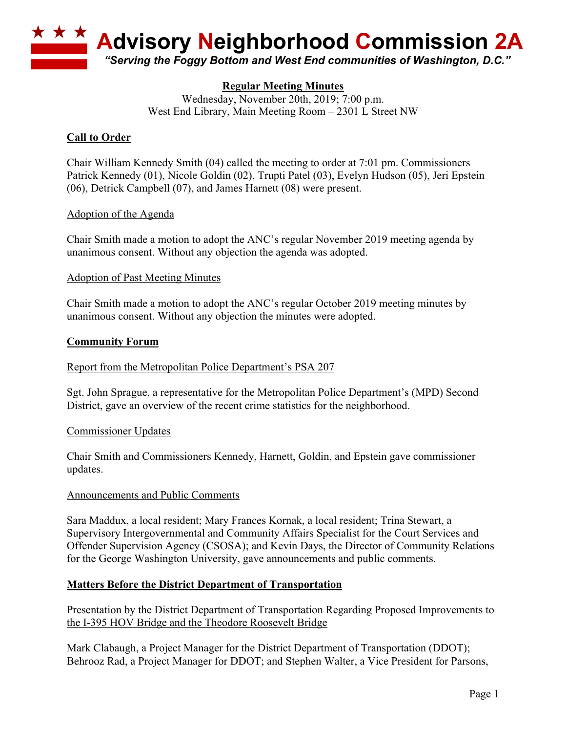# Advisory Neighborhood Commission 2A

*"Serving the Foggy Bottom and West End communities of Washington, D.C."*

## Regular Meeting Minutes

Wednesday, November 20th, 2019; 7:00 p.m.
West End Library, Main Meeting Room – 2301 L Street NW

## Call to Order

Chair William Kennedy Smith (04) called the meeting to order at 7:01 pm. Commissioners Patrick Kennedy (01), Nicole Goldin (02), Trupti Patel (03), Evelyn Hudson (05), Jeri Epstein (06), Detrick Campbell (07), and James Harnett (08) were present.

### Adoption of the Agenda

Chair Smith made a motion to adopt the ANC's regular November 2019 meeting agenda by unanimous consent. Without any objection the agenda was adopted.

### Adoption of Past Meeting Minutes

Chair Smith made a motion to adopt the ANC's regular October 2019 meeting minutes by unanimous consent. Without any objection the minutes were adopted.

## Community Forum

### Report from the Metropolitan Police Department's PSA 207

Sgt. John Sprague, a representative for the Metropolitan Police Department's (MPD) Second District, gave an overview of the recent crime statistics for the neighborhood.

### Commissioner Updates

Chair Smith and Commissioners Kennedy, Harnett, Goldin, and Epstein gave commissioner updates.

### Announcements and Public Comments

Sara Maddux, a local resident; Mary Frances Kornak, a local resident; Trina Stewart, a Supervisory Intergovernmental and Community Affairs Specialist for the Court Services and Offender Supervision Agency (CSOSA); and Kevin Days, the Director of Community Relations for the George Washington University, gave announcements and public comments.

## Matters Before the District Department of Transportation

### Presentation by the District Department of Transportation Regarding Proposed Improvements to the I-395 HOV Bridge and the Theodore Roosevelt Bridge

Mark Clabaugh, a Project Manager for the District Department of Transportation (DDOT); Behrooz Rad, a Project Manager for DDOT; and Stephen Walter, a Vice President for Parsons,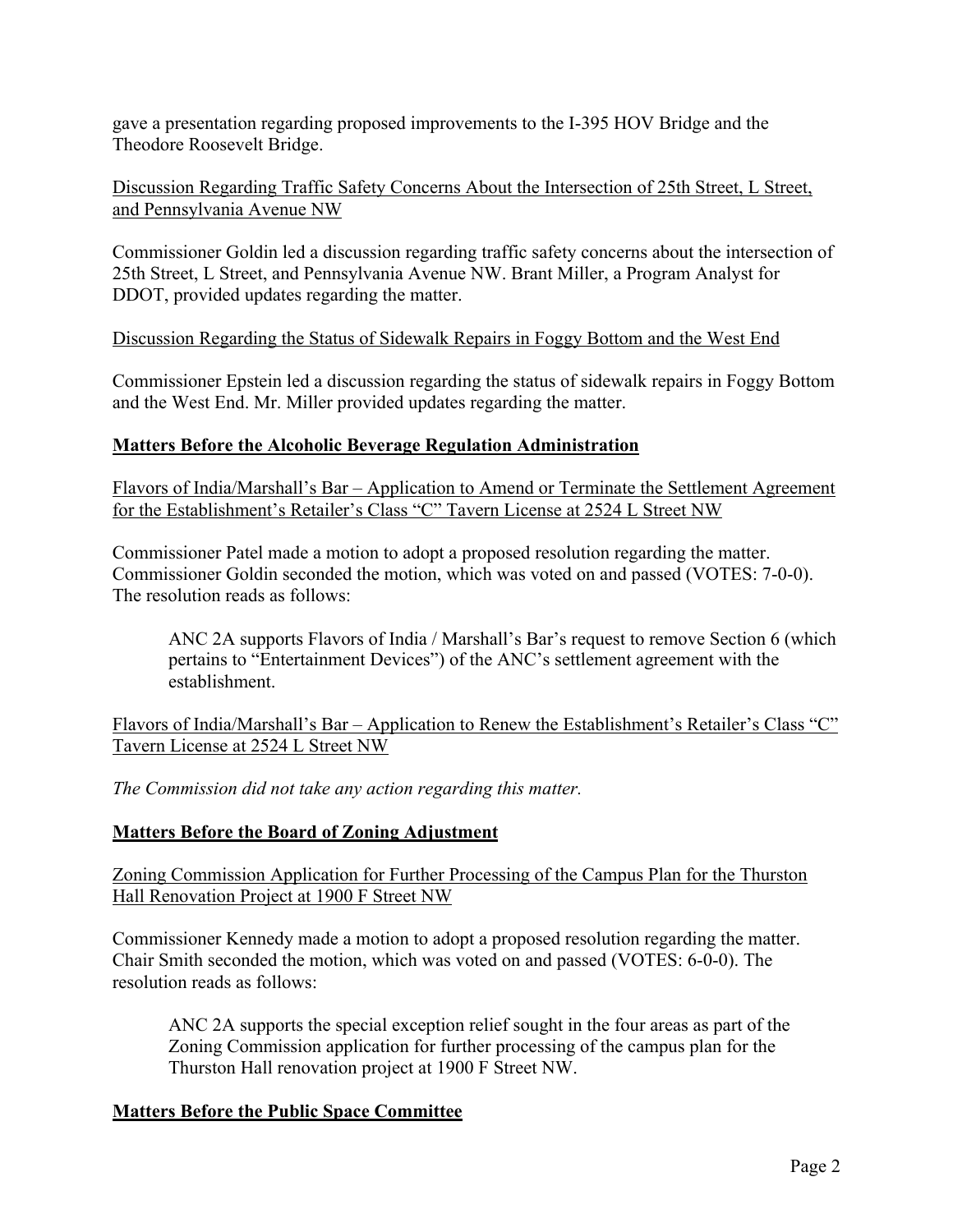gave a presentation regarding proposed improvements to the I-395 HOV Bridge and the Theodore Roosevelt Bridge.

Discussion Regarding Traffic Safety Concerns About the Intersection of 25th Street, L Street, and Pennsylvania Avenue NW

Commissioner Goldin led a discussion regarding traffic safety concerns about the intersection of 25th Street, L Street, and Pennsylvania Avenue NW. Brant Miller, a Program Analyst for DDOT, provided updates regarding the matter.

Discussion Regarding the Status of Sidewalk Repairs in Foggy Bottom and the West End

Commissioner Epstein led a discussion regarding the status of sidewalk repairs in Foggy Bottom and the West End. Mr. Miller provided updates regarding the matter.

## Matters Before the Alcoholic Beverage Regulation Administration

Flavors of India/Marshall's Bar – Application to Amend or Terminate the Settlement Agreement for the Establishment's Retailer's Class "C" Tavern License at 2524 L Street NW

Commissioner Patel made a motion to adopt a proposed resolution regarding the matter. Commissioner Goldin seconded the motion, which was voted on and passed (VOTES: 7-0-0). The resolution reads as follows:

> ANC 2A supports Flavors of India / Marshall's Bar's request to remove Section 6 (which pertains to "Entertainment Devices") of the ANC's settlement agreement with the establishment.

Flavors of India/Marshall's Bar – Application to Renew the Establishment's Retailer's Class "C" Tavern License at 2524 L Street NW

*The Commission did not take any action regarding this matter.*

## Matters Before the Board of Zoning Adjustment

Zoning Commission Application for Further Processing of the Campus Plan for the Thurston Hall Renovation Project at 1900 F Street NW

Commissioner Kennedy made a motion to adopt a proposed resolution regarding the matter. Chair Smith seconded the motion, which was voted on and passed (VOTES: 6-0-0). The resolution reads as follows:

> ANC 2A supports the special exception relief sought in the four areas as part of the Zoning Commission application for further processing of the campus plan for the Thurston Hall renovation project at 1900 F Street NW.

## Matters Before the Public Space Committee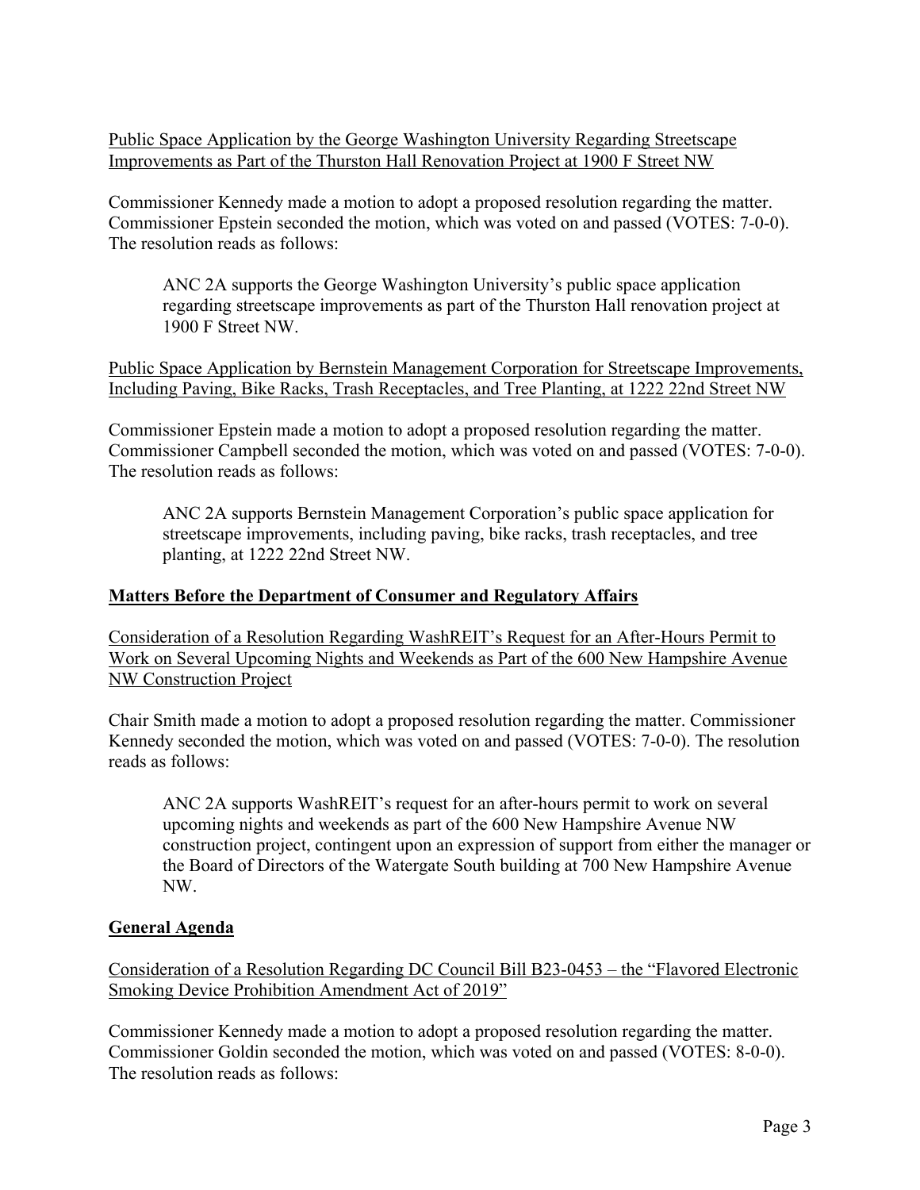Public Space Application by the George Washington University Regarding Streetscape Improvements as Part of the Thurston Hall Renovation Project at 1900 F Street NW

Commissioner Kennedy made a motion to adopt a proposed resolution regarding the matter. Commissioner Epstein seconded the motion, which was voted on and passed (VOTES: 7-0-0). The resolution reads as follows:

> ANC 2A supports the George Washington University's public space application regarding streetscape improvements as part of the Thurston Hall renovation project at 1900 F Street NW.

Public Space Application by Bernstein Management Corporation for Streetscape Improvements, Including Paving, Bike Racks, Trash Receptacles, and Tree Planting, at 1222 22nd Street NW

Commissioner Epstein made a motion to adopt a proposed resolution regarding the matter. Commissioner Campbell seconded the motion, which was voted on and passed (VOTES: 7-0-0). The resolution reads as follows:

> ANC 2A supports Bernstein Management Corporation's public space application for streetscape improvements, including paving, bike racks, trash receptacles, and tree planting, at 1222 22nd Street NW.

## Matters Before the Department of Consumer and Regulatory Affairs

Consideration of a Resolution Regarding WashREIT's Request for an After-Hours Permit to Work on Several Upcoming Nights and Weekends as Part of the 600 New Hampshire Avenue NW Construction Project

Chair Smith made a motion to adopt a proposed resolution regarding the matter. Commissioner Kennedy seconded the motion, which was voted on and passed (VOTES: 7-0-0). The resolution reads as follows:

> ANC 2A supports WashREIT's request for an after-hours permit to work on several upcoming nights and weekends as part of the 600 New Hampshire Avenue NW construction project, contingent upon an expression of support from either the manager or the Board of Directors of the Watergate South building at 700 New Hampshire Avenue NW.

## General Agenda

Consideration of a Resolution Regarding DC Council Bill B23-0453 – the "Flavored Electronic Smoking Device Prohibition Amendment Act of 2019"

Commissioner Kennedy made a motion to adopt a proposed resolution regarding the matter. Commissioner Goldin seconded the motion, which was voted on and passed (VOTES: 8-0-0). The resolution reads as follows: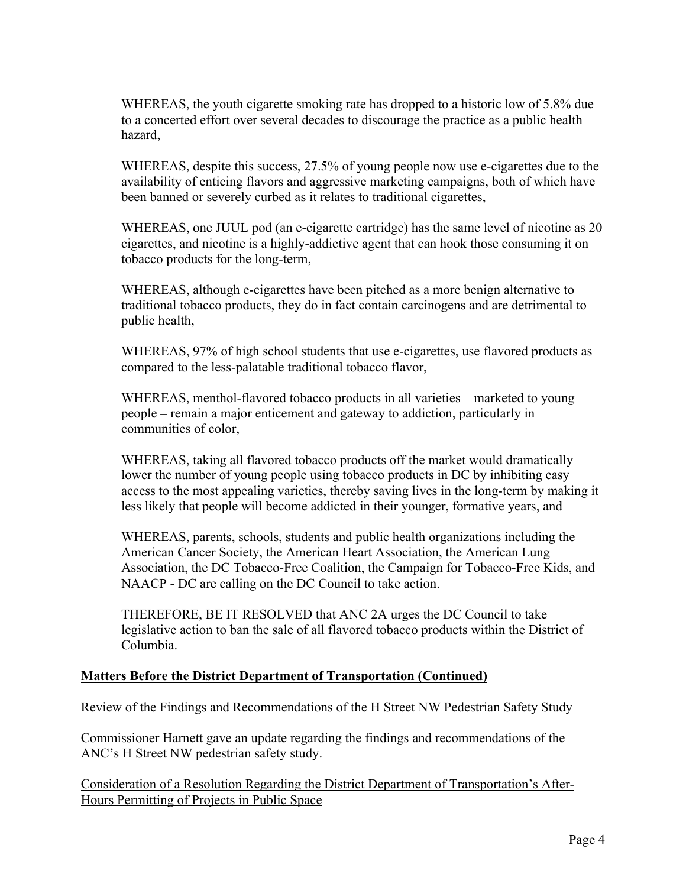WHEREAS, the youth cigarette smoking rate has dropped to a historic low of 5.8% due to a concerted effort over several decades to discourage the practice as a public health hazard,

WHEREAS, despite this success, 27.5% of young people now use e-cigarettes due to the availability of enticing flavors and aggressive marketing campaigns, both of which have been banned or severely curbed as it relates to traditional cigarettes,

WHEREAS, one JUUL pod (an e-cigarette cartridge) has the same level of nicotine as 20 cigarettes, and nicotine is a highly-addictive agent that can hook those consuming it on tobacco products for the long-term,

WHEREAS, although e-cigarettes have been pitched as a more benign alternative to traditional tobacco products, they do in fact contain carcinogens and are detrimental to public health,

WHEREAS, 97% of high school students that use e-cigarettes, use flavored products as compared to the less-palatable traditional tobacco flavor,

WHEREAS, menthol-flavored tobacco products in all varieties – marketed to young people – remain a major enticement and gateway to addiction, particularly in communities of color,

WHEREAS, taking all flavored tobacco products off the market would dramatically lower the number of young people using tobacco products in DC by inhibiting easy access to the most appealing varieties, thereby saving lives in the long-term by making it less likely that people will become addicted in their younger, formative years, and

WHEREAS, parents, schools, students and public health organizations including the American Cancer Society, the American Heart Association, the American Lung Association, the DC Tobacco-Free Coalition, the Campaign for Tobacco-Free Kids, and NAACP - DC are calling on the DC Council to take action.

THEREFORE, BE IT RESOLVED that ANC 2A urges the DC Council to take legislative action to ban the sale of all flavored tobacco products within the District of Columbia.

**Matters Before the District Department of Transportation (Continued)**

Review of the Findings and Recommendations of the H Street NW Pedestrian Safety Study

Commissioner Harnett gave an update regarding the findings and recommendations of the ANC's H Street NW pedestrian safety study.

Consideration of a Resolution Regarding the District Department of Transportation's After-Hours Permitting of Projects in Public Space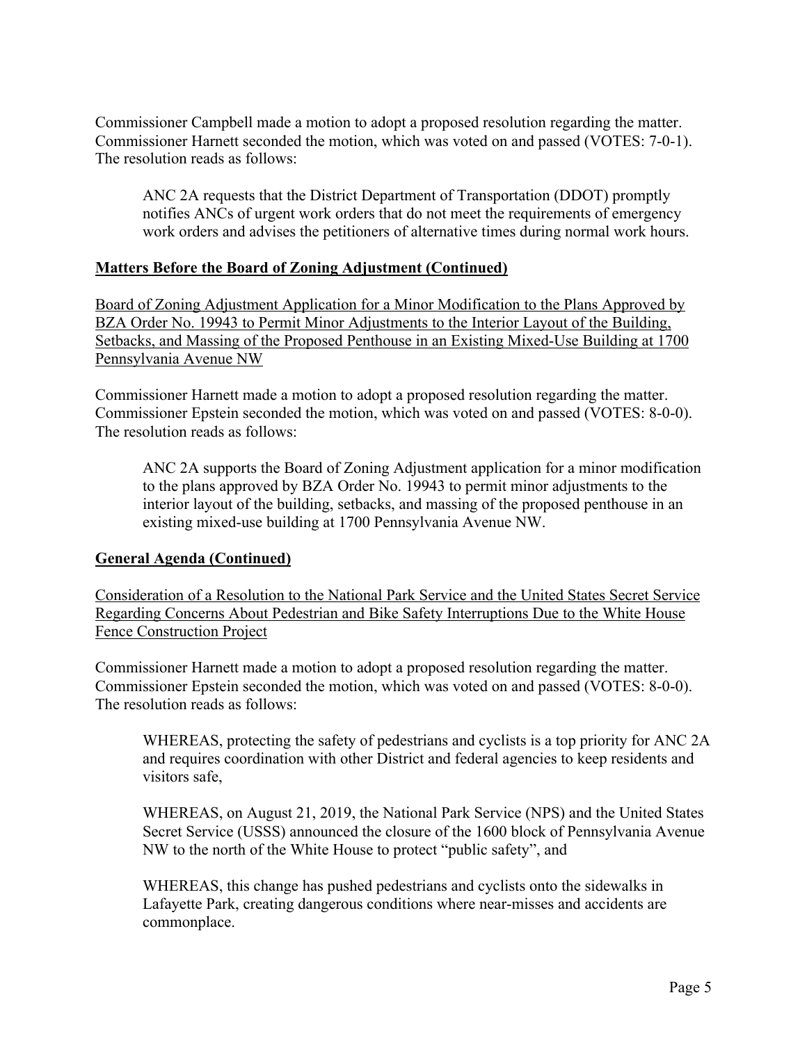Commissioner Campbell made a motion to adopt a proposed resolution regarding the matter. Commissioner Harnett seconded the motion, which was voted on and passed (VOTES: 7-0-1). The resolution reads as follows:

> ANC 2A requests that the District Department of Transportation (DDOT) promptly notifies ANCs of urgent work orders that do not meet the requirements of emergency work orders and advises the petitioners of alternative times during normal work hours.

## Matters Before the Board of Zoning Adjustment (Continued)

Board of Zoning Adjustment Application for a Minor Modification to the Plans Approved by BZA Order No. 19943 to Permit Minor Adjustments to the Interior Layout of the Building, Setbacks, and Massing of the Proposed Penthouse in an Existing Mixed-Use Building at 1700 Pennsylvania Avenue NW

Commissioner Harnett made a motion to adopt a proposed resolution regarding the matter. Commissioner Epstein seconded the motion, which was voted on and passed (VOTES: 8-0-0). The resolution reads as follows:

> ANC 2A supports the Board of Zoning Adjustment application for a minor modification to the plans approved by BZA Order No. 19943 to permit minor adjustments to the interior layout of the building, setbacks, and massing of the proposed penthouse in an existing mixed-use building at 1700 Pennsylvania Avenue NW.

## General Agenda (Continued)

Consideration of a Resolution to the National Park Service and the United States Secret Service Regarding Concerns About Pedestrian and Bike Safety Interruptions Due to the White House Fence Construction Project

Commissioner Harnett made a motion to adopt a proposed resolution regarding the matter. Commissioner Epstein seconded the motion, which was voted on and passed (VOTES: 8-0-0). The resolution reads as follows:

> WHEREAS, protecting the safety of pedestrians and cyclists is a top priority for ANC 2A and requires coordination with other District and federal agencies to keep residents and visitors safe,
>
> WHEREAS, on August 21, 2019, the National Park Service (NPS) and the United States Secret Service (USSS) announced the closure of the 1600 block of Pennsylvania Avenue NW to the north of the White House to protect "public safety", and
>
> WHEREAS, this change has pushed pedestrians and cyclists onto the sidewalks in Lafayette Park, creating dangerous conditions where near-misses and accidents are commonplace.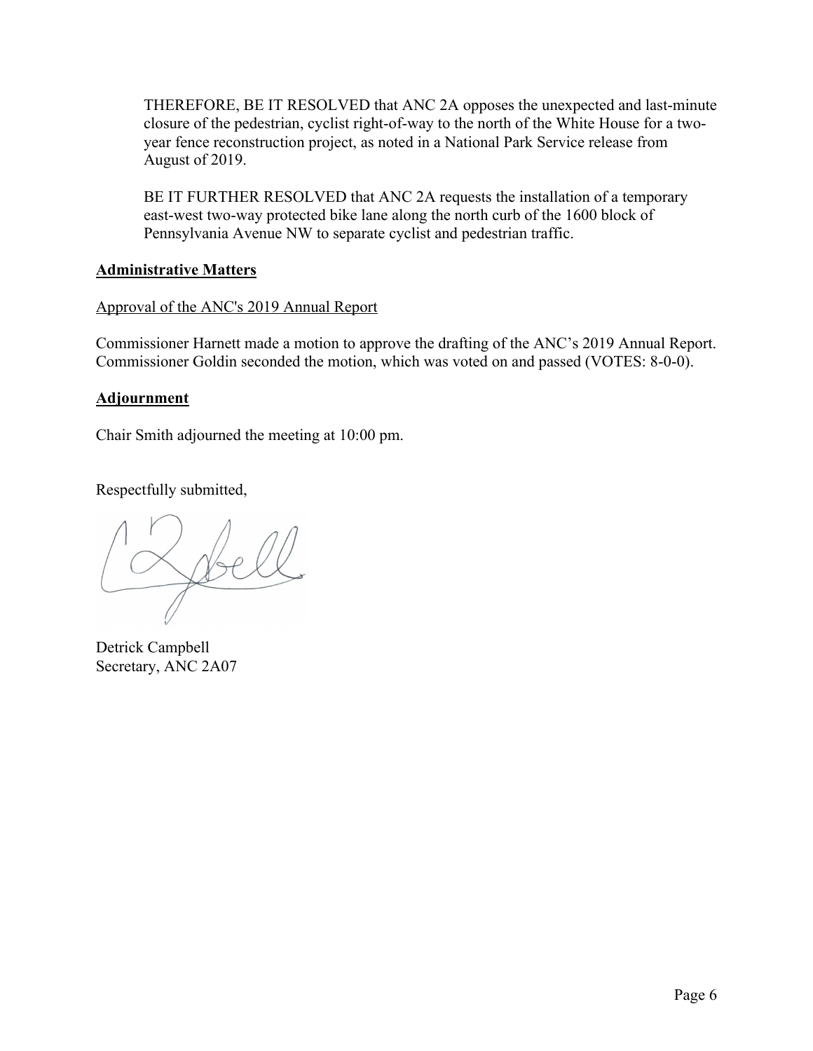THEREFORE, BE IT RESOLVED that ANC 2A opposes the unexpected and last-minute closure of the pedestrian, cyclist right-of-way to the north of the White House for a two-year fence reconstruction project, as noted in a National Park Service release from August of 2019.

BE IT FURTHER RESOLVED that ANC 2A requests the installation of a temporary east-west two-way protected bike lane along the north curb of the 1600 block of Pennsylvania Avenue NW to separate cyclist and pedestrian traffic.

**Administrative Matters**

Approval of the ANC's 2019 Annual Report

Commissioner Harnett made a motion to approve the drafting of the ANC's 2019 Annual Report. Commissioner Goldin seconded the motion, which was voted on and passed (VOTES: 8-0-0).

**Adjournment**

Chair Smith adjourned the meeting at 10:00 pm.

Respectfully submitted,

Detrick Campbell
Secretary, ANC 2A07